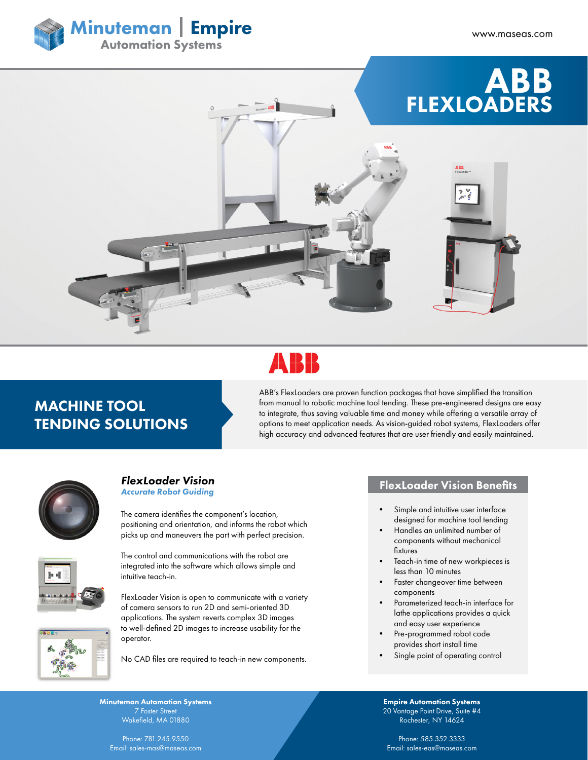# Minuteman | Empire Automation Systems

www.maseas.com

# ABB FLEXLOADERS

ABB

## MACHINE TOOL TENDING SOLUTIONS

ABB's FlexLoaders are proven function packages that have simplified the transition from manual to robotic machine tool tending. These pre-engineered designs are easy to integrate, thus saving valuable time and money while offering a versatile array of options to meet application needs. As vision-guided robot systems, FlexLoaders offer high accuracy and advanced features that are user friendly and easily maintained.

### *FlexLoader Vision*

***Accurate Robot Guiding***

The camera identifies the component's location, positioning and orientation, and informs the robot which picks up and maneuvers the part with perfect precision.

The control and communications with the robot are integrated into the software which allows simple and intuitive teach-in.

FlexLoader Vision is open to communicate with a variety of camera sensors to run 2D and semi-oriented 3D applications. The system reverts complex 3D images to well-defined 2D images to increase usability for the operator.

No CAD files are required to teach-in new components.

### FlexLoader Vision Benefits

- Simple and intuitive user interface designed for machine tool tending
- Handles an unlimited number of components without mechanical fixtures
- Teach-in time of new workpieces is less than 10 minutes
- Faster changeover time between components
- Parameterized teach-in interface for lathe applications provides a quick and easy user experience
- Pre-programmed robot code provides short install time
- Single point of operating control

**Minuteman Automation Systems**
7 Foster Street
Wakefield, MA 01880

Phone: 781.245.9550
Email: sales-mas@maseas.com

**Empire Automation Systems**
20 Vantage Point Drive, Suite #4
Rochester, NY 14624

Phone: 585.352.3333
Email: sales-eas@maseas.com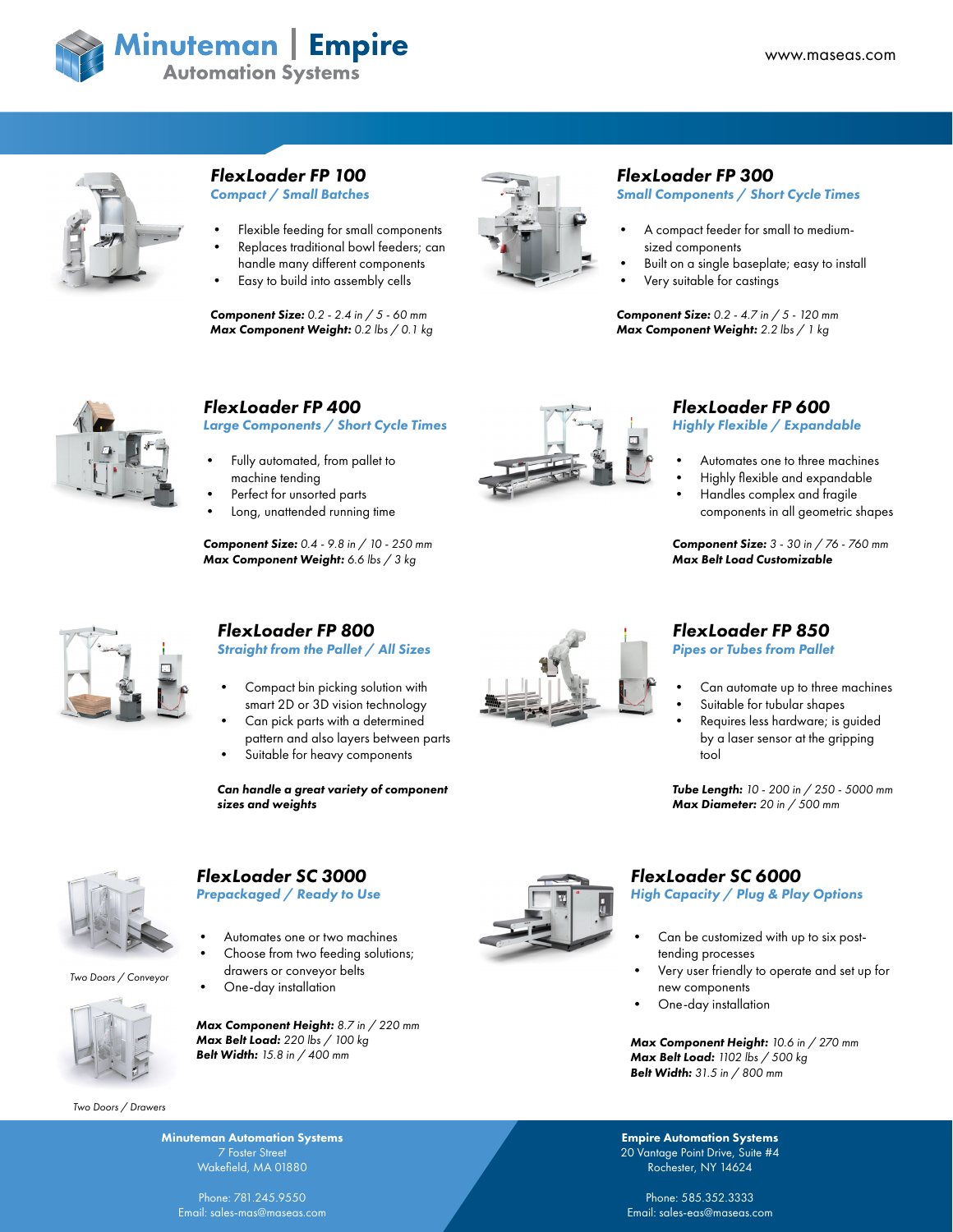# Minuteman | Empire
## Automation Systems

www.maseas.com

### FlexLoader FP 100

***Compact / Small Batches***

- Flexible feeding for small components
- Replaces traditional bowl feeders; can handle many different components
- Easy to build into assembly cells

***Component Size:*** *0.2 - 2.4 in / 5 - 60 mm*
***Max Component Weight:*** *0.2 lbs / 0.1 kg*

### FlexLoader FP 300

***Small Components / Short Cycle Times***

- A compact feeder for small to medium-sized components
- Built on a single baseplate; easy to install
- Very suitable for castings

***Component Size:*** *0.2 - 4.7 in / 5 - 120 mm*
***Max Component Weight:*** *2.2 lbs / 1 kg*

### FlexLoader FP 400

***Large Components / Short Cycle Times***

- Fully automated, from pallet to machine tending
- Perfect for unsorted parts
- Long, unattended running time

***Component Size:*** *0.4 - 9.8 in / 10 - 250 mm*
***Max Component Weight:*** *6.6 lbs / 3 kg*

### FlexLoader FP 600

***Highly Flexible / Expandable***

- Automates one to three machines
- Highly flexible and expandable
- Handles complex and fragile components in all geometric shapes

***Component Size:*** *3 - 30 in / 76 - 760 mm*
***Max Belt Load Customizable***

### FlexLoader FP 800

***Straight from the Pallet / All Sizes***

- Compact bin picking solution with smart 2D or 3D vision technology
- Can pick parts with a determined pattern and also layers between parts
- Suitable for heavy components

***Can handle a great variety of component sizes and weights***

### FlexLoader FP 850

***Pipes or Tubes from Pallet***

- Can automate up to three machines
- Suitable for tubular shapes
- Requires less hardware; is guided by a laser sensor at the gripping tool

***Tube Length:*** *10 - 200 in / 250 - 5000 mm*
***Max Diameter:*** *20 in / 500 mm*

### FlexLoader SC 3000

***Prepackaged / Ready to Use***

*Two Doors / Conveyor*

*Two Doors / Drawers*

- Automates one or two machines
- Choose from two feeding solutions; drawers or conveyor belts
- One-day installation

***Max Component Height:*** *8.7 in / 220 mm*
***Max Belt Load:*** *220 lbs / 100 kg*
***Belt Width:*** *15.8 in / 400 mm*

### FlexLoader SC 6000

***High Capacity / Plug & Play Options***

- Can be customized with up to six post-tending processes
- Very user friendly to operate and set up for new components
- One-day installation

***Max Component Height:*** *10.6 in / 270 mm*
***Max Belt Load:*** *1102 lbs / 500 kg*
***Belt Width:*** *31.5 in / 800 mm*

**Minuteman Automation Systems**
7 Foster Street
Wakefield, MA 01880

Phone: 781.245.9550
Email: sales-mas@maseas.com

**Empire Automation Systems**
20 Vantage Point Drive, Suite #4
Rochester, NY 14624

Phone: 585.352.3333
Email: sales-eas@maseas.com